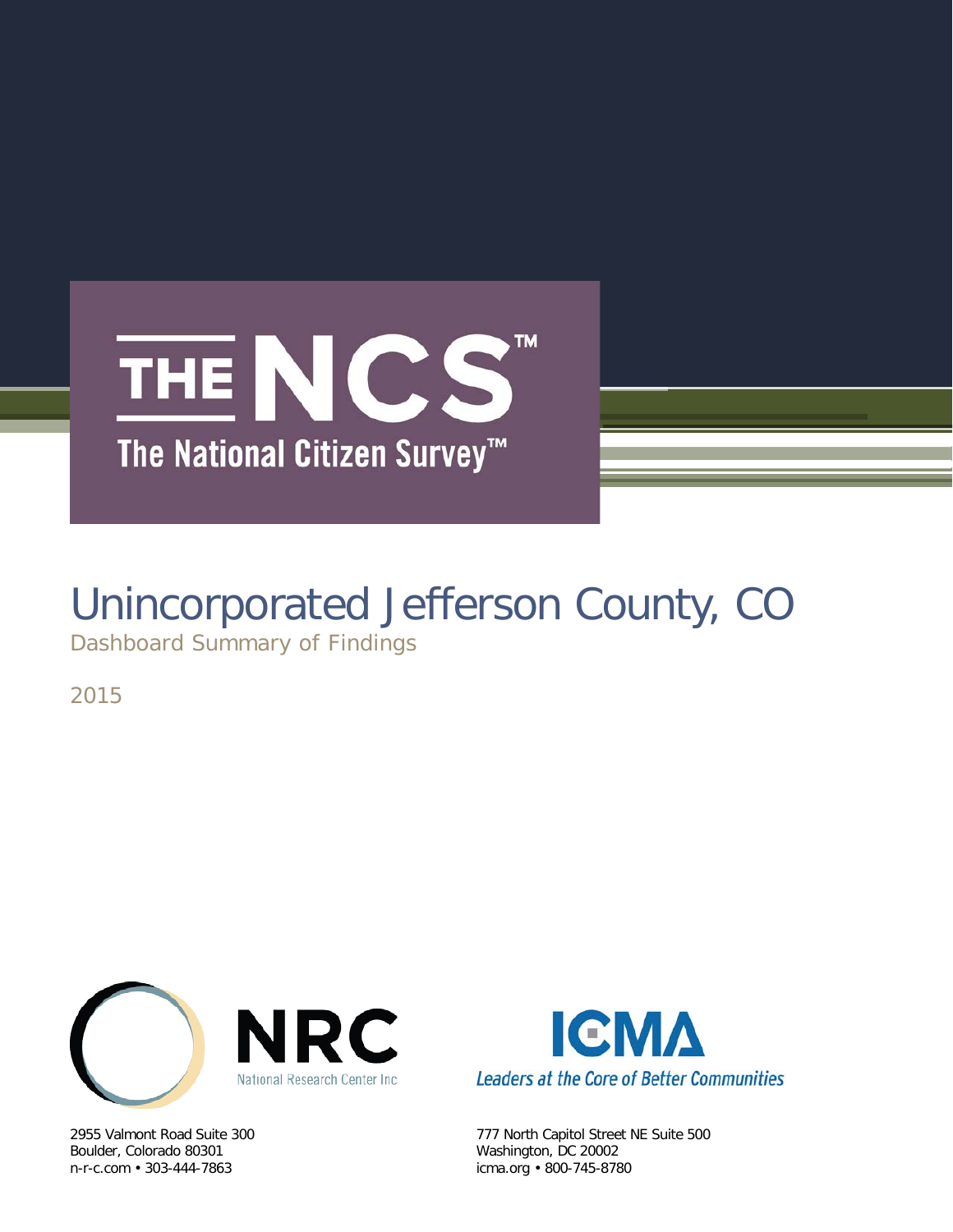# THE NCS™

The National Citizen Survey™

# Unincorporated Jefferson County, CO

Dashboard Summary of Findings

2015

NRC
National Research Center Inc

2955 Valmont Road Suite 300
Boulder, Colorado 80301
n-r-c.com • 303-444-7863

ICMA
Leaders at the Core of Better Communities

777 North Capitol Street NE Suite 500
Washington, DC 20002
icma.org • 800-745-8780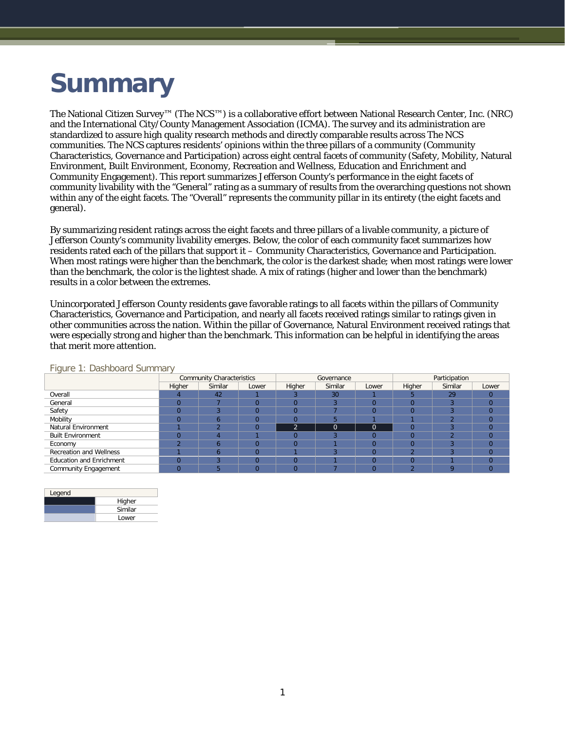# Summary

The National Citizen Survey™ (The NCS™) is a collaborative effort between National Research Center, Inc. (NRC) and the International City/County Management Association (ICMA). The survey and its administration are standardized to assure high quality research methods and directly comparable results across The NCS communities. The NCS captures residents' opinions within the three pillars of a community (Community Characteristics, Governance and Participation) across eight central facets of community (Safety, Mobility, Natural Environment, Built Environment, Economy, Recreation and Wellness, Education and Enrichment and Community Engagement). This report summarizes Jefferson County's performance in the eight facets of community livability with the "General" rating as a summary of results from the overarching questions not shown within any of the eight facets. The "Overall" represents the community pillar in its entirety (the eight facets and general).

By summarizing resident ratings across the eight facets and three pillars of a livable community, a picture of Jefferson County's community livability emerges. Below, the color of each community facet summarizes how residents rated each of the pillars that support it – Community Characteristics, Governance and Participation. When most ratings were higher than the benchmark, the color is the darkest shade; when most ratings were lower than the benchmark, the color is the lightest shade. A mix of ratings (higher and lower than the benchmark) results in a color between the extremes.

Unincorporated Jefferson County residents gave favorable ratings to all facets within the pillars of Community Characteristics, Governance and Participation, and nearly all facets received ratings similar to ratings given in other communities across the nation. Within the pillar of Governance, Natural Environment received ratings that were especially strong and higher than the benchmark. This information can be helpful in identifying the areas that merit more attention.

Figure 1: Dashboard Summary

| | Community Characteristics | | | Governance | | | Participation | | |
|---|---|---|---|---|---|---|---|---|---|
| | Higher | Similar | Lower | Higher | Similar | Lower | Higher | Similar | Lower |
| Overall | 4 | 42 | 1 | 3 | 30 | 1 | 5 | 29 | 0 |
| General | 0 | 7 | 0 | 0 | 3 | 0 | 0 | 3 | 0 |
| Safety | 0 | 3 | 0 | 0 | 7 | 0 | 0 | 3 | 0 |
| Mobility | 0 | 6 | 0 | 0 | 5 | 1 | 1 | 2 | 0 |
| Natural Environment | 1 | 2 | 0 | 2 | 0 | 0 | 0 | 3 | 0 |
| Built Environment | 0 | 4 | 1 | 0 | 3 | 0 | 0 | 2 | 0 |
| Economy | 2 | 6 | 0 | 0 | 1 | 0 | 0 | 3 | 0 |
| Recreation and Wellness | 1 | 6 | 0 | 1 | 3 | 0 | 2 | 3 | 0 |
| Education and Enrichment | 0 | 3 | 0 | 0 | 1 | 0 | 0 | 1 | 0 |
| Community Engagement | 0 | 5 | 0 | 0 | 7 | 0 | 2 | 9 | 0 |

| Legend | |
|---|---|
| (darkest shade) | Higher |
| (middle shade) | Similar |
| (lightest shade) | Lower |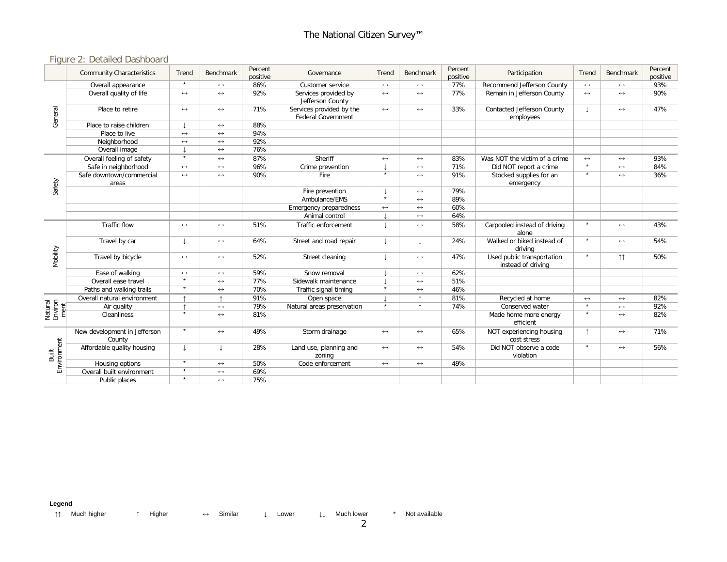## Figure 2: Detailed Dashboard

| | Community Characteristics | Trend | Benchmark | Percent positive | Governance | Trend | Benchmark | Percent positive | Participation | Trend | Benchmark | Percent positive |
|---|---|---|---|---|---|---|---|---|---|---|---|---|
| General | Overall appearance | * | ↔ | 86% | Customer service | ↔ | ↔ | 77% | Recommend Jefferson County | ↔ | ↔ | 93% |
| | Overall quality of life | ↔ | ↔ | 92% | Services provided by Jefferson County | ↔ | ↔ | 77% | Remain in Jefferson County | ↔ | ↔ | 90% |
| | Place to retire | ↔ | ↔ | 71% | Services provided by the Federal Government | ↔ | ↔ | 33% | Contacted Jefferson County employees | ↓ | ↔ | 47% |
| | Place to raise children | ↓ | ↔ | 88% | | | | | | | | |
| | Place to live | ↔ | ↔ | 94% | | | | | | | | |
| | Neighborhood | ↔ | ↔ | 92% | | | | | | | | |
| | Overall image | ↓ | ↔ | 76% | | | | | | | | |
| Safety | Overall feeling of safety | * | ↔ | 87% | Sheriff | ↔ | ↔ | 83% | Was NOT the victim of a crime | ↔ | ↔ | 93% |
| | Safe in neighborhood | ↔ | ↔ | 96% | Crime prevention | ↓ | ↔ | 71% | Did NOT report a crime | * | ↔ | 84% |
| | Safe downtown/commercial areas | ↔ | ↔ | 90% | Fire | * | ↔ | 91% | Stocked supplies for an emergency | * | ↔ | 36% |
| | | | | | Fire prevention | ↓ | ↔ | 79% | | | | |
| | | | | | Ambulance/EMS | * | ↔ | 89% | | | | |
| | | | | | Emergency preparedness | ↔ | ↔ | 60% | | | | |
| | | | | | Animal control | ↓ | ↔ | 64% | | | | |
| Mobility | Traffic flow | ↔ | ↔ | 51% | Traffic enforcement | ↓ | ↔ | 58% | Carpooled instead of driving alone | * | ↔ | 43% |
| | Travel by car | ↓ | ↔ | 64% | Street and road repair | ↓ | ↓ | 24% | Walked or biked instead of driving | * | ↔ | 54% |
| | Travel by bicycle | ↔ | ↔ | 52% | Street cleaning | ↓ | ↔ | 47% | Used public transportation instead of driving | * | ↑↑ | 50% |
| | Ease of walking | ↔ | ↔ | 59% | Snow removal | ↓ | ↔ | 62% | | | | |
| | Overall ease travel | * | ↔ | 77% | Sidewalk maintenance | ↓ | ↔ | 51% | | | | |
| | Paths and walking trails | * | ↔ | 70% | Traffic signal timing | * | ↔ | 46% | | | | |
| Natural Environment | Overall natural environment | ↑ | ↑ | 91% | Open space | ↓ | ↑ | 81% | Recycled at home | ↔ | ↔ | 82% |
| | Air quality | ↑ | ↔ | 79% | Natural areas preservation | * | ↑ | 74% | Conserved water | * | ↔ | 92% |
| | Cleanliness | * | ↔ | 81% | | | | | Made home more energy efficient | * | ↔ | 82% |
| Built Environment | New development in Jefferson County | * | ↔ | 49% | Storm drainage | ↔ | ↔ | 65% | NOT experiencing housing cost stress | ↑ | ↔ | 71% |
| | Affordable quality housing | ↓ | ↓ | 28% | Land use, planning and zoning | ↔ | ↔ | 54% | Did NOT observe a code violation | * | ↔ | 56% |
| | Housing options | * | ↔ | 50% | Code enforcement | ↔ | ↔ | 49% | | | | |
| | Overall built environment | * | ↔ | 69% | | | | | | | | |
| | Public places | * | ↔ | 75% | | | | | | | | |

**Legend**

↑↑ Much higher ↑ Higher ↔ Similar ↓ Lower ↓↓ Much lower * Not available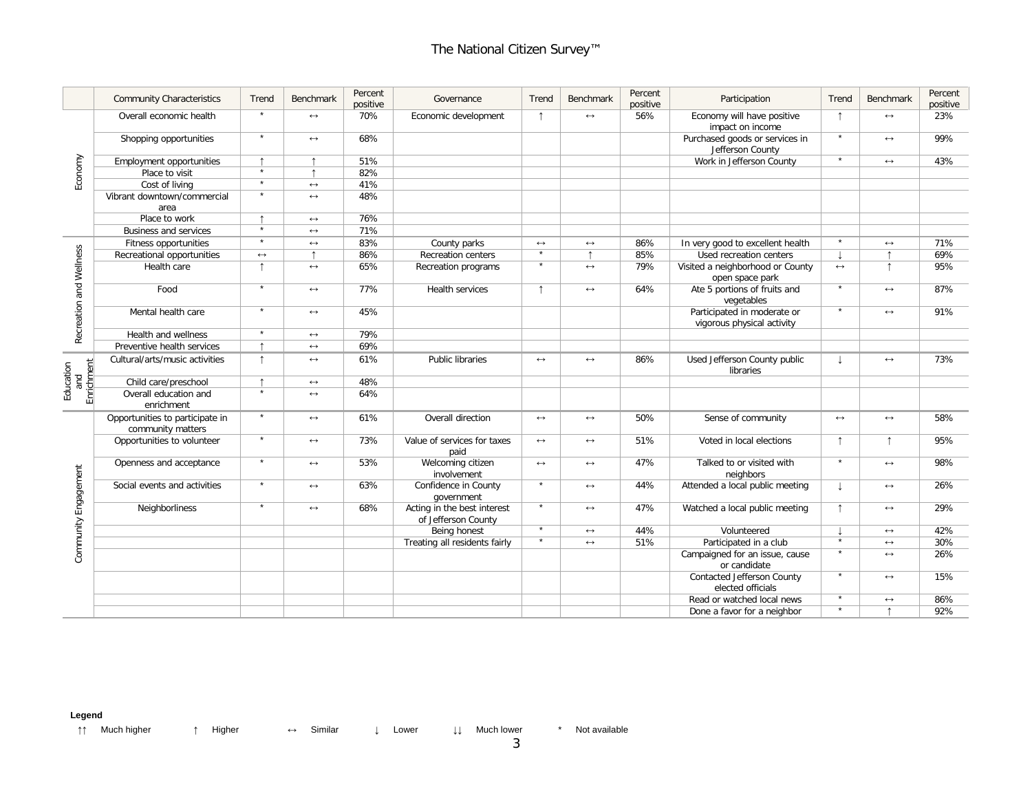# The National Citizen Survey™

| | Community Characteristics | Trend | Benchmark | Percent positive | Governance | Trend | Benchmark | Percent positive | Participation | Trend | Benchmark | Percent positive |
|---|---|---|---|---|---|---|---|---|---|---|---|---|
| Economy | Overall economic health | * | ↔ | 70% | Economic development | ↑ | ↔ | 56% | Economy will have positive impact on income | ↑ | ↔ | 23% |
| | Shopping opportunities | * | ↔ | 68% | | | | | Purchased goods or services in Jefferson County | * | ↔ | 99% |
| | Employment opportunities | ↑ | ↑ | 51% | | | | | Work in Jefferson County | * | ↔ | 43% |
| | Place to visit | * | ↑ | 82% | | | | | | | | |
| | Cost of living | * | ↔ | 41% | | | | | | | | |
| | Vibrant downtown/commercial area | * | ↔ | 48% | | | | | | | | |
| | Place to work | ↑ | ↔ | 76% | | | | | | | | |
| | Business and services | * | ↔ | 71% | | | | | | | | |
| Recreation and Wellness | Fitness opportunities | * | ↔ | 83% | County parks | ↔ | ↔ | 86% | In very good to excellent health | * | ↔ | 71% |
| | Recreational opportunities | ↔ | ↑ | 86% | Recreation centers | * | ↑ | 85% | Used recreation centers | ↓ | ↑ | 69% |
| | Health care | ↑ | ↔ | 65% | Recreation programs | * | ↔ | 79% | Visited a neighborhood or County open space park | ↔ | ↑ | 95% |
| | Food | * | ↔ | 77% | Health services | ↑ | ↔ | 64% | Ate 5 portions of fruits and vegetables | * | ↔ | 87% |
| | Mental health care | * | ↔ | 45% | | | | | Participated in moderate or vigorous physical activity | * | ↔ | 91% |
| | Health and wellness | * | ↔ | 79% | | | | | | | | |
| | Preventive health services | ↑ | ↔ | 69% | | | | | | | | |
| Education and Enrichment | Cultural/arts/music activities | ↑ | ↔ | 61% | Public libraries | ↔ | ↔ | 86% | Used Jefferson County public libraries | ↓ | ↔ | 73% |
| | Child care/preschool | ↑ | ↔ | 48% | | | | | | | | |
| | Overall education and enrichment | * | ↔ | 64% | | | | | | | | |
| Community Engagement | Opportunities to participate in community matters | * | ↔ | 61% | Overall direction | ↔ | ↔ | 50% | Sense of community | ↔ | ↔ | 58% |
| | Opportunities to volunteer | * | ↔ | 73% | Value of services for taxes paid | ↔ | ↔ | 51% | Voted in local elections | ↑ | ↑ | 95% |
| | Openness and acceptance | * | ↔ | 53% | Welcoming citizen involvement | ↔ | ↔ | 47% | Talked to or visited with neighbors | * | ↔ | 98% |
| | Social events and activities | * | ↔ | 63% | Confidence in County government | * | ↔ | 44% | Attended a local public meeting | ↓ | ↔ | 26% |
| | Neighborliness | * | ↔ | 68% | Acting in the best interest of Jefferson County | * | ↔ | 47% | Watched a local public meeting | ↑ | ↔ | 29% |
| | | | | | Being honest | * | ↔ | 44% | Volunteered | ↓ | ↔ | 42% |
| | | | | | Treating all residents fairly | * | ↔ | 51% | Participated in a club | * | ↔ | 30% |
| | | | | | | | | | Campaigned for an issue, cause or candidate | * | ↔ | 26% |
| | | | | | | | | | Contacted Jefferson County elected officials | * | ↔ | 15% |
| | | | | | | | | | Read or watched local news | * | ↔ | 86% |
| | | | | | | | | | Done a favor for a neighbor | * | ↑ | 92% |

**Legend**

↑↑ Much higher ↑ Higher ↔ Similar ↓ Lower ↓↓ Much lower * Not available